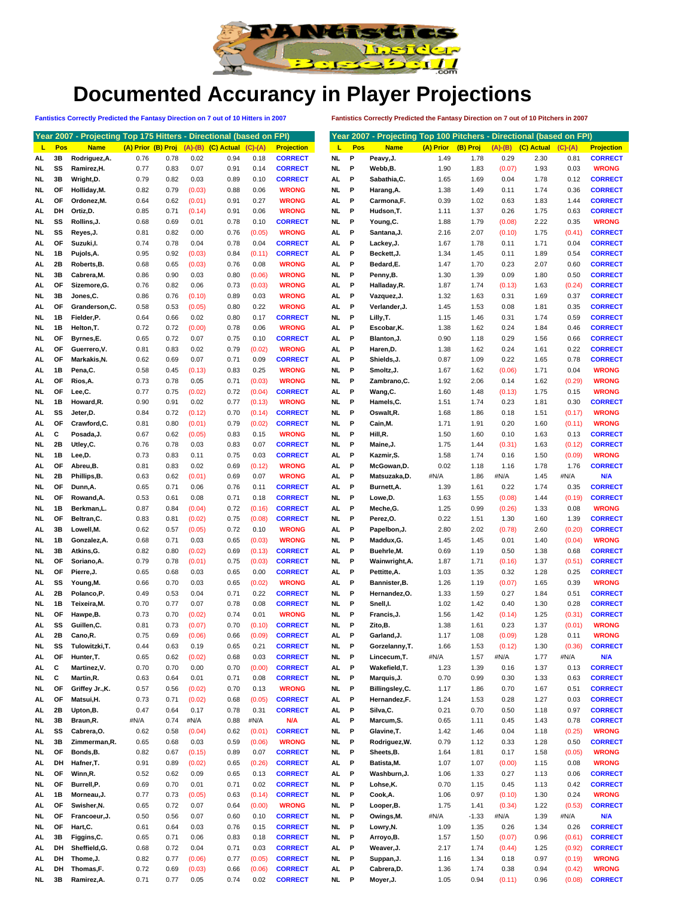# Documented Accuracy in Player Projections

**Fantistics Correctly Predicted the Fantasy Direction on 7 out of 10 Hitters in 2007**

**Fantistics Correctly Predicted the Fantasy Direction on 7 out of 10 Pitchers in 2007**

## Year 2007 - Projecting Top 175 Hitters - Directional (based on FPI)

| L | Pos | Name | (A) Prior | (B) Proj | (A)-(B) | (C) Actual | (C)-(A) | Projection |
|---|---|---|---|---|---|---|---|---|
| AL | 3B | Rodriguez,A. | 0.76 | 0.78 | 0.02 | 0.94 | 0.18 | CORRECT |
| NL | SS | Ramirez,H. | 0.77 | 0.83 | 0.07 | 0.91 | 0.14 | CORRECT |
| NL | 3B | Wright,D. | 0.79 | 0.82 | 0.03 | 0.89 | 0.10 | CORRECT |
| NL | OF | Holliday,M. | 0.82 | 0.79 | (0.03) | 0.88 | 0.06 | WRONG |
| AL | OF | Ordonez,M. | 0.64 | 0.62 | (0.01) | 0.91 | 0.27 | WRONG |
| AL | DH | Ortiz,D. | 0.85 | 0.71 | (0.14) | 0.91 | 0.06 | WRONG |
| NL | SS | Rollins,J. | 0.68 | 0.69 | 0.01 | 0.78 | 0.10 | CORRECT |
| NL | SS | Reyes,J. | 0.81 | 0.82 | 0.00 | 0.76 | (0.05) | WRONG |
| AL | OF | Suzuki,I. | 0.74 | 0.78 | 0.04 | 0.78 | 0.04 | CORRECT |
| NL | 1B | Pujols,A. | 0.95 | 0.92 | (0.03) | 0.84 | (0.11) | CORRECT |
| AL | 2B | Roberts,B. | 0.68 | 0.65 | (0.03) | 0.76 | 0.08 | WRONG |
| NL | 3B | Cabrera,M. | 0.86 | 0.90 | 0.03 | 0.80 | (0.06) | WRONG |
| AL | OF | Sizemore,G. | 0.76 | 0.82 | 0.06 | 0.73 | (0.03) | WRONG |
| NL | 3B | Jones,C. | 0.86 | 0.76 | (0.10) | 0.89 | 0.03 | WRONG |
| AL | OF | Granderson,C. | 0.58 | 0.53 | (0.05) | 0.80 | 0.22 | WRONG |
| NL | 1B | Fielder,P. | 0.64 | 0.66 | 0.02 | 0.80 | 0.17 | CORRECT |
| NL | 1B | Helton,T. | 0.72 | 0.72 | (0.00) | 0.78 | 0.06 | WRONG |
| NL | OF | Byrnes,E. | 0.65 | 0.72 | 0.07 | 0.75 | 0.10 | CORRECT |
| AL | OF | Guerrero,V. | 0.81 | 0.83 | 0.02 | 0.79 | (0.02) | WRONG |
| AL | OF | Markakis,N. | 0.62 | 0.69 | 0.07 | 0.71 | 0.09 | CORRECT |
| AL | 1B | Pena,C. | 0.58 | 0.45 | (0.13) | 0.83 | 0.25 | WRONG |
| AL | OF | Rios,A. | 0.73 | 0.78 | 0.05 | 0.71 | (0.03) | WRONG |
| NL | OF | Lee,C. | 0.77 | 0.75 | (0.02) | 0.72 | (0.04) | CORRECT |
| NL | 1B | Howard,R. | 0.90 | 0.91 | 0.02 | 0.77 | (0.13) | WRONG |
| AL | SS | Jeter,D. | 0.84 | 0.72 | (0.12) | 0.70 | (0.14) | CORRECT |
| AL | OF | Crawford,C. | 0.81 | 0.80 | (0.01) | 0.79 | (0.02) | CORRECT |
| AL | C | Posada,J. | 0.67 | 0.62 | (0.05) | 0.83 | 0.15 | WRONG |
| NL | 2B | Utley,C. | 0.76 | 0.78 | 0.03 | 0.83 | 0.07 | CORRECT |
| NL | 1B | Lee,D. | 0.73 | 0.83 | 0.11 | 0.75 | 0.03 | CORRECT |
| AL | OF | Abreu,B. | 0.81 | 0.83 | 0.02 | 0.69 | (0.12) | WRONG |
| NL | 2B | Phillips,B. | 0.63 | 0.62 | (0.01) | 0.69 | 0.07 | WRONG |
| NL | OF | Dunn,A. | 0.65 | 0.71 | 0.06 | 0.76 | 0.11 | CORRECT |
| NL | OF | Rowand,A. | 0.53 | 0.61 | 0.08 | 0.71 | 0.18 | CORRECT |
| NL | 1B | Berkman,L. | 0.87 | 0.84 | (0.04) | 0.72 | (0.16) | CORRECT |
| NL | OF | Beltran,C. | 0.83 | 0.81 | (0.02) | 0.75 | (0.08) | CORRECT |
| AL | 3B | Lowell,M. | 0.62 | 0.57 | (0.05) | 0.72 | 0.10 | WRONG |
| NL | 1B | Gonzalez,A. | 0.68 | 0.71 | 0.03 | 0.65 | (0.03) | WRONG |
| NL | 3B | Atkins,G. | 0.82 | 0.80 | (0.02) | 0.69 | (0.13) | CORRECT |
| NL | OF | Soriano,A. | 0.79 | 0.78 | (0.01) | 0.75 | (0.03) | CORRECT |
| NL | OF | Pierre,J. | 0.65 | 0.68 | 0.03 | 0.65 | 0.00 | CORRECT |
| AL | SS | Young,M. | 0.66 | 0.70 | 0.03 | 0.65 | (0.02) | WRONG |
| AL | 2B | Polanco,P. | 0.49 | 0.53 | 0.04 | 0.71 | 0.22 | CORRECT |
| NL | 1B | Teixeira,M. | 0.70 | 0.77 | 0.07 | 0.78 | 0.08 | CORRECT |
| NL | OF | Hawpe,B. | 0.73 | 0.70 | (0.02) | 0.74 | 0.01 | WRONG |
| AL | SS | Guillen,C. | 0.81 | 0.73 | (0.07) | 0.70 | (0.10) | CORRECT |
| AL | 2B | Cano,R. | 0.75 | 0.69 | (0.06) | 0.66 | (0.09) | CORRECT |
| NL | SS | Tulowitzki,T. | 0.44 | 0.63 | 0.19 | 0.65 | 0.21 | CORRECT |
| AL | OF | Hunter,T. | 0.65 | 0.62 | (0.02) | 0.68 | 0.03 | CORRECT |
| AL | C | Martinez,V. | 0.70 | 0.70 | 0.00 | 0.70 | (0.00) | CORRECT |
| NL | C | Martin,R. | 0.63 | 0.64 | 0.01 | 0.71 | 0.08 | CORRECT |
| NL | OF | Griffey Jr.,K. | 0.57 | 0.56 | (0.02) | 0.70 | 0.13 | WRONG |
| AL | OF | Matsui,H. | 0.73 | 0.71 | (0.02) | 0.68 | (0.05) | CORRECT |
| AL | 2B | Upton,B. | 0.47 | 0.64 | 0.17 | 0.78 | 0.31 | CORRECT |
| NL | 3B | Braun,R. | #N/A | 0.74 | #N/A | 0.88 | #N/A | N/A |
| AL | SS | Cabrera,O. | 0.62 | 0.58 | (0.04) | 0.62 | (0.01) | CORRECT |
| NL | 3B | Zimmerman,R. | 0.65 | 0.68 | 0.03 | 0.59 | (0.06) | WRONG |
| NL | OF | Bonds,B. | 0.82 | 0.67 | (0.15) | 0.89 | 0.07 | CORRECT |
| AL | DH | Hafner,T. | 0.91 | 0.89 | (0.02) | 0.65 | (0.26) | CORRECT |
| NL | OF | Winn,R. | 0.52 | 0.62 | 0.09 | 0.65 | 0.13 | CORRECT |
| NL | OF | Burrell,P. | 0.69 | 0.70 | 0.01 | 0.71 | 0.02 | CORRECT |
| AL | 1B | Morneau,J. | 0.77 | 0.73 | (0.05) | 0.63 | (0.14) | CORRECT |
| AL | OF | Swisher,N. | 0.65 | 0.72 | 0.07 | 0.64 | (0.00) | WRONG |
| NL | OF | Francoeur,J. | 0.50 | 0.56 | 0.07 | 0.60 | 0.10 | CORRECT |
| NL | OF | Hart,C. | 0.61 | 0.64 | 0.03 | 0.76 | 0.15 | CORRECT |
| AL | 3B | Figgins,C. | 0.65 | 0.71 | 0.06 | 0.83 | 0.18 | CORRECT |
| AL | DH | Sheffield,G. | 0.68 | 0.72 | 0.04 | 0.71 | 0.03 | CORRECT |
| AL | DH | Thome,J. | 0.82 | 0.77 | (0.06) | 0.77 | (0.05) | CORRECT |
| AL | DH | Thomas,F. | 0.72 | 0.69 | (0.03) | 0.66 | (0.06) | CORRECT |
| NL | 3B | Ramirez,A. | 0.71 | 0.77 | 0.05 | 0.74 | 0.02 | CORRECT |

## Year 2007 - Projecting Top 100 Pitchers - Directional (based on FPI)

| L | Pos | Name | (A) Prior | (B) Proj | (A)-(B) | (C) Actual | (C)-(A) | Projection |
|---|---|---|---|---|---|---|---|---|
| NL | P | Peavy,J. | 1.49 | 1.78 | 0.29 | 2.30 | 0.81 | CORRECT |
| NL | P | Webb,B. | 1.90 | 1.83 | (0.07) | 1.93 | 0.03 | WRONG |
| AL | P | Sabathia,C. | 1.65 | 1.69 | 0.04 | 1.78 | 0.12 | CORRECT |
| NL | P | Harang,A. | 1.38 | 1.49 | 0.11 | 1.74 | 0.36 | CORRECT |
| AL | P | Carmona,F. | 0.39 | 1.02 | 0.63 | 1.83 | 1.44 | CORRECT |
| NL | P | Hudson,T. | 1.11 | 1.37 | 0.26 | 1.75 | 0.63 | CORRECT |
| NL | P | Young,C. | 1.88 | 1.79 | (0.08) | 2.22 | 0.35 | WRONG |
| AL | P | Santana,J. | 2.16 | 2.07 | (0.10) | 1.75 | (0.41) | CORRECT |
| AL | P | Lackey,J. | 1.67 | 1.78 | 0.11 | 1.71 | 0.04 | CORRECT |
| AL | P | Beckett,J. | 1.34 | 1.45 | 0.11 | 1.89 | 0.54 | CORRECT |
| AL | P | Bedard,E. | 1.47 | 1.70 | 0.23 | 2.07 | 0.60 | CORRECT |
| NL | P | Penny,B. | 1.30 | 1.39 | 0.09 | 1.80 | 0.50 | CORRECT |
| AL | P | Halladay,R. | 1.87 | 1.74 | (0.13) | 1.63 | (0.24) | CORRECT |
| AL | P | Vazquez,J. | 1.32 | 1.63 | 0.31 | 1.69 | 0.37 | CORRECT |
| AL | P | Verlander,J. | 1.45 | 1.53 | 0.08 | 1.81 | 0.35 | CORRECT |
| NL | P | Lilly,T. | 1.15 | 1.46 | 0.31 | 1.74 | 0.59 | CORRECT |
| AL | P | Escobar,K. | 1.38 | 1.62 | 0.24 | 1.84 | 0.46 | CORRECT |
| AL | P | Blanton,J. | 0.90 | 1.18 | 0.29 | 1.56 | 0.66 | CORRECT |
| AL | P | Haren,D. | 1.38 | 1.62 | 0.24 | 1.61 | 0.22 | CORRECT |
| AL | P | Shields,J. | 0.87 | 1.09 | 0.22 | 1.65 | 0.78 | CORRECT |
| NL | P | Smoltz,J. | 1.67 | 1.62 | (0.06) | 1.71 | 0.04 | WRONG |
| NL | P | Zambrano,C. | 1.92 | 2.06 | 0.14 | 1.62 | (0.29) | WRONG |
| AL | P | Wang,C. | 1.60 | 1.48 | (0.13) | 1.75 | 0.15 | WRONG |
| NL | P | Hamels,C. | 1.51 | 1.74 | 0.23 | 1.81 | 0.30 | CORRECT |
| NL | P | Oswalt,R. | 1.68 | 1.86 | 0.18 | 1.51 | (0.17) | WRONG |
| NL | P | Cain,M. | 1.71 | 1.91 | 0.20 | 1.60 | (0.11) | WRONG |
| NL | P | Hill,R. | 1.50 | 1.60 | 0.10 | 1.63 | 0.13 | CORRECT |
| NL | P | Maine,J. | 1.75 | 1.44 | (0.31) | 1.63 | (0.12) | CORRECT |
| AL | P | Kazmir,S. | 1.58 | 1.74 | 0.16 | 1.50 | (0.09) | WRONG |
| AL | P | McGowan,D. | 0.02 | 1.18 | 1.16 | 1.78 | 1.76 | CORRECT |
| AL | P | Matsuzaka,D. | #N/A | 1.86 | #N/A | 1.45 | #N/A | N/A |
| AL | P | Burnett,A. | 1.39 | 1.61 | 0.22 | 1.74 | 0.35 | CORRECT |
| NL | P | Lowe,D. | 1.63 | 1.55 | (0.08) | 1.44 | (0.19) | CORRECT |
| AL | P | Meche,G. | 1.25 | 0.99 | (0.26) | 1.33 | 0.08 | WRONG |
| NL | P | Perez,O. | 0.22 | 1.51 | 1.30 | 1.60 | 1.39 | CORRECT |
| AL | P | Papelbon,J. | 2.80 | 2.02 | (0.78) | 2.60 | (0.20) | CORRECT |
| NL | P | Maddux,G. | 1.45 | 1.45 | 0.01 | 1.40 | (0.04) | WRONG |
| AL | P | Buehrle,M. | 0.69 | 1.19 | 0.50 | 1.38 | 0.68 | CORRECT |
| NL | P | Wainwright,A. | 1.87 | 1.71 | (0.16) | 1.37 | (0.51) | CORRECT |
| AL | P | Pettitte,A. | 1.03 | 1.35 | 0.32 | 1.28 | 0.25 | CORRECT |
| AL | P | Bannister,B. | 1.26 | 1.19 | (0.07) | 1.65 | 0.39 | WRONG |
| NL | P | Hernandez,O. | 1.33 | 1.59 | 0.27 | 1.84 | 0.51 | CORRECT |
| NL | P | Snell,I. | 1.02 | 1.42 | 0.40 | 1.30 | 0.28 | CORRECT |
| NL | P | Francis,J. | 1.56 | 1.42 | (0.14) | 1.25 | (0.31) | CORRECT |
| NL | P | Zito,B. | 1.38 | 1.61 | 0.23 | 1.37 | (0.01) | WRONG |
| AL | P | Garland,J. | 1.17 | 1.08 | (0.09) | 1.28 | 0.11 | WRONG |
| NL | P | Gorzelanny,T. | 1.66 | 1.53 | (0.12) | 1.30 | (0.36) | CORRECT |
| NL | P | Lincecum,T. | #N/A | 1.57 | #N/A | 1.77 | #N/A | N/A |
| AL | P | Wakefield,T. | 1.23 | 1.39 | 0.16 | 1.37 | 0.13 | CORRECT |
| NL | P | Marquis,J. | 0.70 | 0.99 | 0.30 | 1.33 | 0.63 | CORRECT |
| NL | P | Billingsley,C. | 1.17 | 1.86 | 0.70 | 1.67 | 0.51 | CORRECT |
| AL | P | Hernandez,F. | 1.24 | 1.53 | 0.28 | 1.27 | 0.03 | CORRECT |
| AL | P | Silva,C. | 0.21 | 0.70 | 0.50 | 1.18 | 0.97 | CORRECT |
| AL | P | Marcum,S. | 0.65 | 1.11 | 0.45 | 1.43 | 0.78 | CORRECT |
| NL | P | Glavine,T. | 1.42 | 1.46 | 0.04 | 1.18 | (0.25) | WRONG |
| NL | P | Rodriguez,W. | 0.79 | 1.12 | 0.33 | 1.28 | 0.50 | CORRECT |
| NL | P | Sheets,B. | 1.64 | 1.81 | 0.17 | 1.58 | (0.05) | WRONG |
| AL | P | Batista,M. | 1.07 | 1.07 | (0.00) | 1.15 | 0.08 | WRONG |
| AL | P | Washburn,J. | 1.06 | 1.33 | 0.27 | 1.13 | 0.06 | CORRECT |
| NL | P | Lohse,K. | 0.70 | 1.15 | 0.45 | 1.13 | 0.42 | CORRECT |
| NL | P | Cook,A. | 1.06 | 0.97 | (0.10) | 1.30 | 0.24 | WRONG |
| NL | P | Looper,B. | 1.75 | 1.41 | (0.34) | 1.22 | (0.53) | CORRECT |
| NL | P | Owings,M. | #N/A | -1.33 | #N/A | 1.39 | #N/A | N/A |
| NL | P | Lowry,N. | 1.09 | 1.35 | 0.26 | 1.34 | 0.26 | CORRECT |
| NL | P | Arroyo,B. | 1.57 | 1.50 | (0.07) | 0.96 | (0.61) | CORRECT |
| AL | P | Weaver,J. | 2.17 | 1.74 | (0.44) | 1.25 | (0.92) | CORRECT |
| NL | P | Suppan,J. | 1.16 | 1.34 | 0.18 | 0.97 | (0.19) | WRONG |
| AL | P | Cabrera,D. | 1.36 | 1.74 | 0.38 | 0.94 | (0.42) | WRONG |
| NL | P | Moyer,J. | 1.05 | 0.94 | (0.11) | 0.96 | (0.08) | CORRECT |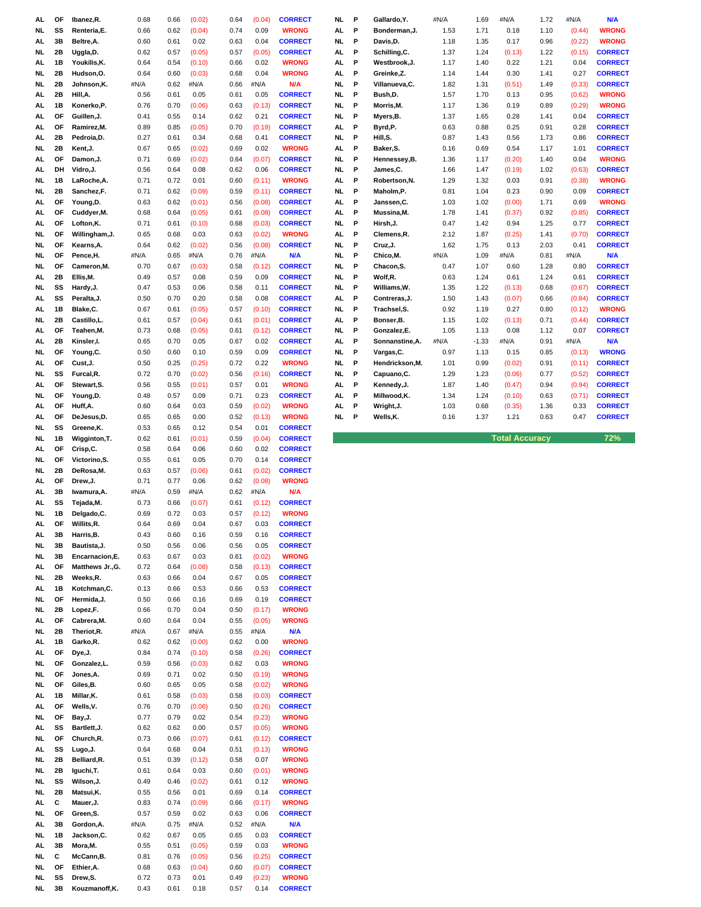| | | | | | | | | |
|---|---|---|---|---|---|---|---|---|
| AL | OF | Ibanez,R. | 0.68 | 0.66 | (0.02) | 0.64 | (0.04) | CORRECT |
| NL | SS | Renteria,E. | 0.66 | 0.62 | (0.04) | 0.74 | 0.09 | WRONG |
| AL | 3B | Beltre,A. | 0.60 | 0.61 | 0.02 | 0.63 | 0.04 | CORRECT |
| NL | 2B | Uggla,D. | 0.62 | 0.57 | (0.05) | 0.57 | (0.05) | CORRECT |
| AL | 1B | Youkilis,K. | 0.64 | 0.54 | (0.10) | 0.66 | 0.02 | WRONG |
| NL | 2B | Hudson,O. | 0.64 | 0.60 | (0.03) | 0.68 | 0.04 | WRONG |
| NL | 2B | Johnson,K. | #N/A | 0.62 | #N/A | 0.66 | #N/A | N/A |
| AL | 2B | Hill,A. | 0.56 | 0.61 | 0.05 | 0.61 | 0.05 | CORRECT |
| AL | 1B | Konerko,P. | 0.76 | 0.70 | (0.06) | 0.63 | (0.13) | CORRECT |
| AL | OF | Guillen,J. | 0.41 | 0.55 | 0.14 | 0.62 | 0.21 | CORRECT |
| AL | OF | Ramirez,M. | 0.89 | 0.85 | (0.05) | 0.70 | (0.19) | CORRECT |
| AL | 2B | Pedroia,D. | 0.27 | 0.61 | 0.34 | 0.68 | 0.41 | CORRECT |
| NL | 2B | Kent,J. | 0.67 | 0.65 | (0.02) | 0.69 | 0.02 | WRONG |
| AL | OF | Damon,J. | 0.71 | 0.69 | (0.02) | 0.64 | (0.07) | CORRECT |
| AL | DH | Vidro,J. | 0.56 | 0.64 | 0.08 | 0.62 | 0.06 | CORRECT |
| NL | 1B | LaRoche,A. | 0.71 | 0.72 | 0.01 | 0.60 | (0.11) | WRONG |
| NL | 2B | Sanchez,F. | 0.71 | 0.62 | (0.09) | 0.59 | (0.11) | CORRECT |
| AL | OF | Young,D. | 0.63 | 0.62 | (0.01) | 0.56 | (0.08) | CORRECT |
| AL | OF | Cuddyer,M. | 0.68 | 0.64 | (0.05) | 0.61 | (0.08) | CORRECT |
| AL | OF | Lofton,K. | 0.71 | 0.61 | (0.10) | 0.68 | (0.03) | CORRECT |
| NL | OF | Willingham,J. | 0.65 | 0.68 | 0.03 | 0.63 | (0.02) | WRONG |
| NL | OF | Kearns,A. | 0.64 | 0.62 | (0.02) | 0.56 | (0.08) | CORRECT |
| NL | OF | Pence,H. | #N/A | 0.65 | #N/A | 0.76 | #N/A | N/A |
| NL | OF | Cameron,M. | 0.70 | 0.67 | (0.03) | 0.58 | (0.12) | CORRECT |
| AL | 2B | Ellis,M. | 0.49 | 0.57 | 0.08 | 0.59 | 0.09 | CORRECT |
| NL | SS | Hardy,J. | 0.47 | 0.53 | 0.06 | 0.58 | 0.11 | CORRECT |
| AL | SS | Peralta,J. | 0.50 | 0.70 | 0.20 | 0.58 | 0.08 | CORRECT |
| AL | 1B | Blake,C. | 0.67 | 0.61 | (0.05) | 0.57 | (0.10) | CORRECT |
| NL | 2B | Castillo,L. | 0.61 | 0.57 | (0.04) | 0.61 | (0.01) | CORRECT |
| AL | OF | Teahen,M. | 0.73 | 0.68 | (0.05) | 0.61 | (0.12) | CORRECT |
| AL | 2B | Kinsler,I. | 0.65 | 0.70 | 0.05 | 0.67 | 0.02 | CORRECT |
| NL | OF | Young,C. | 0.50 | 0.60 | 0.10 | 0.59 | 0.09 | CORRECT |
| AL | OF | Cust,J. | 0.50 | 0.25 | (0.25) | 0.72 | 0.22 | WRONG |
| NL | SS | Furcal,R. | 0.72 | 0.70 | (0.02) | 0.56 | (0.16) | CORRECT |
| AL | OF | Stewart,S. | 0.56 | 0.55 | (0.01) | 0.57 | 0.01 | WRONG |
| NL | OF | Young,D. | 0.48 | 0.57 | 0.09 | 0.71 | 0.23 | CORRECT |
| AL | OF | Huff,A. | 0.60 | 0.64 | 0.03 | 0.59 | (0.02) | WRONG |
| AL | OF | DeJesus,D. | 0.65 | 0.65 | 0.00 | 0.52 | (0.13) | WRONG |
| NL | SS | Greene,K. | 0.53 | 0.65 | 0.12 | 0.54 | 0.01 | CORRECT |
| NL | 1B | Wigginton,T. | 0.62 | 0.61 | (0.01) | 0.59 | (0.04) | CORRECT |
| AL | OF | Crisp,C. | 0.58 | 0.64 | 0.06 | 0.60 | 0.02 | CORRECT |
| NL | OF | Victorino,S. | 0.55 | 0.61 | 0.05 | 0.70 | 0.14 | CORRECT |
| NL | 2B | DeRosa,M. | 0.63 | 0.57 | (0.06) | 0.61 | (0.02) | CORRECT |
| AL | OF | Drew,J. | 0.71 | 0.77 | 0.06 | 0.62 | (0.08) | WRONG |
| AL | 3B | Iwamura,A. | #N/A | 0.59 | #N/A | 0.62 | #N/A | N/A |
| AL | SS | Tejada,M. | 0.73 | 0.66 | (0.07) | 0.61 | (0.12) | CORRECT |
| NL | 1B | Delgado,C. | 0.69 | 0.72 | 0.03 | 0.57 | (0.12) | WRONG |
| AL | OF | Willits,R. | 0.64 | 0.69 | 0.04 | 0.67 | 0.03 | CORRECT |
| AL | 3B | Harris,B. | 0.43 | 0.60 | 0.16 | 0.59 | 0.16 | CORRECT |
| NL | 3B | Bautista,J. | 0.50 | 0.56 | 0.06 | 0.56 | 0.05 | CORRECT |
| NL | 3B | Encarnacion,E. | 0.63 | 0.67 | 0.03 | 0.61 | (0.02) | WRONG |
| AL | OF | Matthews Jr.,G. | 0.72 | 0.64 | (0.08) | 0.58 | (0.13) | CORRECT |
| NL | 2B | Weeks,R. | 0.63 | 0.66 | 0.04 | 0.67 | 0.05 | CORRECT |
| AL | 1B | Kotchman,C. | 0.13 | 0.66 | 0.53 | 0.66 | 0.53 | CORRECT |
| NL | OF | Hermida,J. | 0.50 | 0.66 | 0.16 | 0.69 | 0.19 | CORRECT |
| NL | 2B | Lopez,F. | 0.66 | 0.70 | 0.04 | 0.50 | (0.17) | WRONG |
| AL | OF | Cabrera,M. | 0.60 | 0.64 | 0.04 | 0.55 | (0.05) | WRONG |
| NL | 2B | Theriot,R. | #N/A | 0.67 | #N/A | 0.55 | #N/A | N/A |
| AL | 1B | Garko,R. | 0.62 | 0.62 | (0.00) | 0.62 | 0.00 | WRONG |
| AL | OF | Dye,J. | 0.84 | 0.74 | (0.10) | 0.58 | (0.26) | CORRECT |
| NL | OF | Gonzalez,L. | 0.59 | 0.56 | (0.03) | 0.62 | 0.03 | WRONG |
| NL | OF | Jones,A. | 0.69 | 0.71 | 0.02 | 0.50 | (0.19) | WRONG |
| NL | OF | Giles,B. | 0.60 | 0.65 | 0.05 | 0.58 | (0.02) | WRONG |
| AL | 1B | Millar,K. | 0.61 | 0.58 | (0.03) | 0.58 | (0.03) | CORRECT |
| AL | OF | Wells,V. | 0.76 | 0.70 | (0.06) | 0.50 | (0.26) | CORRECT |
| NL | OF | Bay,J. | 0.77 | 0.79 | 0.02 | 0.54 | (0.23) | WRONG |
| AL | SS | Bartlett,J. | 0.62 | 0.62 | 0.00 | 0.57 | (0.05) | WRONG |
| NL | OF | Church,R. | 0.73 | 0.66 | (0.07) | 0.61 | (0.12) | CORRECT |
| AL | SS | Lugo,J. | 0.64 | 0.68 | 0.04 | 0.51 | (0.13) | WRONG |
| NL | 2B | Belliard,R. | 0.51 | 0.39 | (0.12) | 0.58 | 0.07 | WRONG |
| NL | 2B | Iguchi,T. | 0.61 | 0.64 | 0.03 | 0.60 | (0.01) | WRONG |
| NL | SS | Wilson,J. | 0.49 | 0.46 | (0.02) | 0.61 | 0.12 | WRONG |
| NL | 2B | Matsui,K. | 0.55 | 0.56 | 0.01 | 0.69 | 0.14 | CORRECT |
| AL | C | Mauer,J. | 0.83 | 0.74 | (0.09) | 0.66 | (0.17) | WRONG |
| NL | OF | Green,S. | 0.57 | 0.59 | 0.02 | 0.63 | 0.06 | CORRECT |
| AL | 3B | Gordon,A. | #N/A | 0.75 | #N/A | 0.52 | #N/A | N/A |
| NL | 1B | Jackson,C. | 0.62 | 0.67 | 0.05 | 0.65 | 0.03 | CORRECT |
| AL | 3B | Mora,M. | 0.55 | 0.51 | (0.05) | 0.59 | 0.03 | WRONG |
| NL | C | McCann,B. | 0.81 | 0.76 | (0.05) | 0.56 | (0.25) | CORRECT |
| NL | OF | Ethier,A. | 0.68 | 0.63 | (0.04) | 0.60 | (0.07) | CORRECT |
| NL | SS | Drew,S. | 0.72 | 0.73 | 0.01 | 0.49 | (0.23) | WRONG |
| NL | 3B | Kouzmanoff,K. | 0.43 | 0.61 | 0.18 | 0.57 | 0.14 | CORRECT |

| | | | | | | | | |
|---|---|---|---|---|---|---|---|---|
| NL | P | Gallardo,Y. | #N/A | 1.69 | #N/A | 1.72 | #N/A | N/A |
| AL | P | Bonderman,J. | 1.53 | 1.71 | 0.18 | 1.10 | (0.44) | WRONG |
| NL | P | Davis,D. | 1.18 | 1.35 | 0.17 | 0.96 | (0.22) | WRONG |
| AL | P | Schilling,C. | 1.37 | 1.24 | (0.13) | 1.22 | (0.15) | CORRECT |
| AL | P | Westbrook,J. | 1.17 | 1.40 | 0.22 | 1.21 | 0.04 | CORRECT |
| AL | P | Greinke,Z. | 1.14 | 1.44 | 0.30 | 1.41 | 0.27 | CORRECT |
| NL | P | Villanueva,C. | 1.82 | 1.31 | (0.51) | 1.49 | (0.33) | CORRECT |
| NL | P | Bush,D. | 1.57 | 1.70 | 0.13 | 0.95 | (0.62) | WRONG |
| NL | P | Morris,M. | 1.17 | 1.36 | 0.19 | 0.89 | (0.29) | WRONG |
| NL | P | Myers,B. | 1.37 | 1.65 | 0.28 | 1.41 | 0.04 | CORRECT |
| AL | P | Byrd,P. | 0.63 | 0.88 | 0.25 | 0.91 | 0.28 | CORRECT |
| NL | P | Hill,S. | 0.87 | 1.43 | 0.56 | 1.73 | 0.86 | CORRECT |
| AL | P | Baker,S. | 0.16 | 0.69 | 0.54 | 1.17 | 1.01 | CORRECT |
| NL | P | Hennessey,B. | 1.36 | 1.17 | (0.20) | 1.40 | 0.04 | WRONG |
| NL | P | James,C. | 1.66 | 1.47 | (0.19) | 1.02 | (0.63) | CORRECT |
| AL | P | Robertson,N. | 1.29 | 1.32 | 0.03 | 0.91 | (0.38) | WRONG |
| NL | P | Maholm,P. | 0.81 | 1.04 | 0.23 | 0.90 | 0.09 | CORRECT |
| AL | P | Janssen,C. | 1.03 | 1.02 | (0.00) | 1.71 | 0.69 | WRONG |
| AL | P | Mussina,M. | 1.78 | 1.41 | (0.37) | 0.92 | (0.85) | CORRECT |
| NL | P | Hirsh,J. | 0.47 | 1.42 | 0.94 | 1.25 | 0.77 | CORRECT |
| AL | P | Clemens,R. | 2.12 | 1.87 | (0.25) | 1.41 | (0.70) | CORRECT |
| NL | P | Cruz,J. | 1.62 | 1.75 | 0.13 | 2.03 | 0.41 | CORRECT |
| NL | P | Chico,M. | #N/A | 1.09 | #N/A | 0.81 | #N/A | N/A |
| NL | P | Chacon,S. | 0.47 | 1.07 | 0.60 | 1.28 | 0.80 | CORRECT |
| NL | P | Wolf,R. | 0.63 | 1.24 | 0.61 | 1.24 | 0.61 | CORRECT |
| NL | P | Williams,W. | 1.35 | 1.22 | (0.13) | 0.68 | (0.67) | CORRECT |
| AL | P | Contreras,J. | 1.50 | 1.43 | (0.07) | 0.66 | (0.84) | CORRECT |
| NL | P | Trachsel,S. | 0.92 | 1.19 | 0.27 | 0.80 | (0.12) | WRONG |
| AL | P | Bonser,B. | 1.15 | 1.02 | (0.13) | 0.71 | (0.44) | CORRECT |
| NL | P | Gonzalez,E. | 1.05 | 1.13 | 0.08 | 1.12 | 0.07 | CORRECT |
| AL | P | Sonnanstine,A. | #N/A | -1.33 | #N/A | 0.91 | #N/A | N/A |
| NL | P | Vargas,C. | 0.97 | 1.13 | 0.15 | 0.85 | (0.13) | WRONG |
| NL | P | Hendrickson,M. | 1.01 | 0.99 | (0.02) | 0.91 | (0.11) | CORRECT |
| NL | P | Capuano,C. | 1.29 | 1.23 | (0.06) | 0.77 | (0.52) | CORRECT |
| AL | P | Kennedy,J. | 1.87 | 1.40 | (0.47) | 0.94 | (0.94) | CORRECT |
| AL | P | Millwood,K. | 1.34 | 1.24 | (0.10) | 0.63 | (0.71) | CORRECT |
| AL | P | Wright,J. | 1.03 | 0.68 | (0.35) | 1.36 | 0.33 | CORRECT |
| NL | P | Wells,K. | 0.16 | 1.37 | 1.21 | 0.63 | 0.47 | CORRECT |

**Total Accuracy 72%**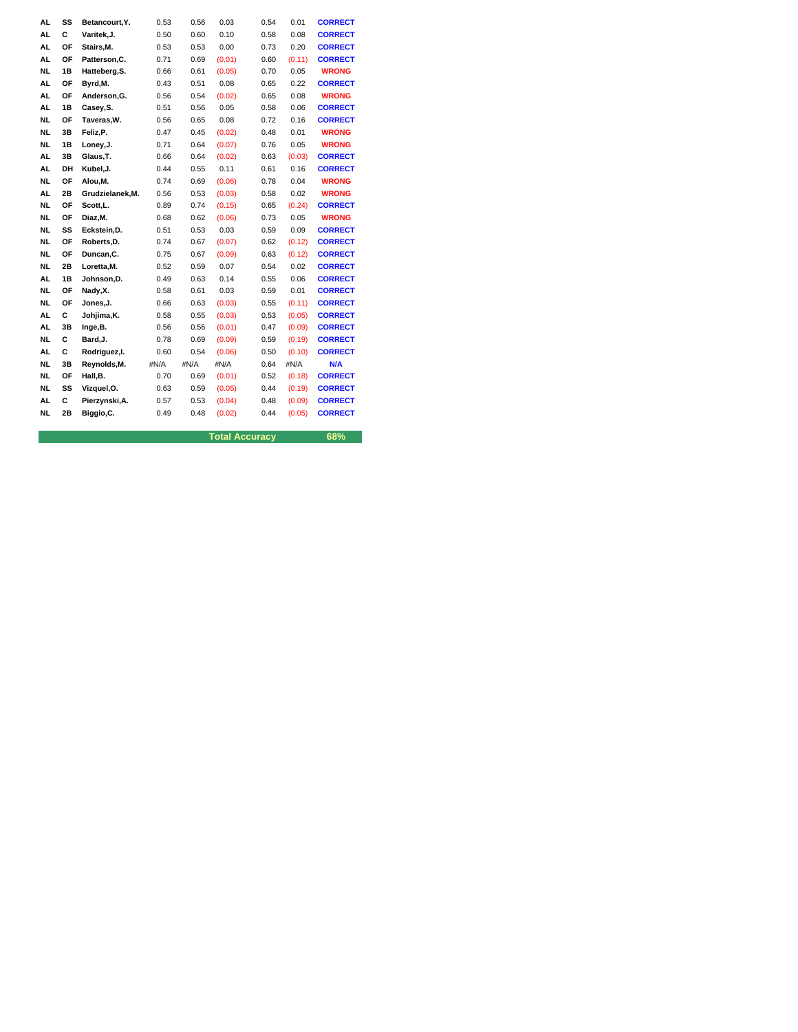| | | | | | | | | |
|---|---|---|---|---|---|---|---|---|
| **AL** | **SS** | **Betancourt,Y.** | 0.53 | 0.56 | 0.03 | 0.54 | 0.01 | **CORRECT** |
| **AL** | **C** | **Varitek,J.** | 0.50 | 0.60 | 0.10 | 0.58 | 0.08 | **CORRECT** |
| **AL** | **OF** | **Stairs,M.** | 0.53 | 0.53 | 0.00 | 0.73 | 0.20 | **CORRECT** |
| **AL** | **OF** | **Patterson,C.** | 0.71 | 0.69 | (0.01) | 0.60 | (0.11) | **CORRECT** |
| **NL** | **1B** | **Hatteberg,S.** | 0.66 | 0.61 | (0.05) | 0.70 | 0.05 | **WRONG** |
| **AL** | **OF** | **Byrd,M.** | 0.43 | 0.51 | 0.08 | 0.65 | 0.22 | **CORRECT** |
| **AL** | **OF** | **Anderson,G.** | 0.56 | 0.54 | (0.02) | 0.65 | 0.08 | **WRONG** |
| **AL** | **1B** | **Casey,S.** | 0.51 | 0.56 | 0.05 | 0.58 | 0.06 | **CORRECT** |
| **NL** | **OF** | **Taveras,W.** | 0.56 | 0.65 | 0.08 | 0.72 | 0.16 | **CORRECT** |
| **NL** | **3B** | **Feliz,P.** | 0.47 | 0.45 | (0.02) | 0.48 | 0.01 | **WRONG** |
| **NL** | **1B** | **Loney,J.** | 0.71 | 0.64 | (0.07) | 0.76 | 0.05 | **WRONG** |
| **AL** | **3B** | **Glaus,T.** | 0.66 | 0.64 | (0.02) | 0.63 | (0.03) | **CORRECT** |
| **AL** | **DH** | **Kubel,J.** | 0.44 | 0.55 | 0.11 | 0.61 | 0.16 | **CORRECT** |
| **NL** | **OF** | **Alou,M.** | 0.74 | 0.69 | (0.06) | 0.78 | 0.04 | **WRONG** |
| **AL** | **2B** | **Grudzielanek,M.** | 0.56 | 0.53 | (0.03) | 0.58 | 0.02 | **WRONG** |
| **NL** | **OF** | **Scott,L.** | 0.89 | 0.74 | (0.15) | 0.65 | (0.24) | **CORRECT** |
| **NL** | **OF** | **Diaz,M.** | 0.68 | 0.62 | (0.06) | 0.73 | 0.05 | **WRONG** |
| **NL** | **SS** | **Eckstein,D.** | 0.51 | 0.53 | 0.03 | 0.59 | 0.09 | **CORRECT** |
| **NL** | **OF** | **Roberts,D.** | 0.74 | 0.67 | (0.07) | 0.62 | (0.12) | **CORRECT** |
| **NL** | **OF** | **Duncan,C.** | 0.75 | 0.67 | (0.09) | 0.63 | (0.12) | **CORRECT** |
| **NL** | **2B** | **Loretta,M.** | 0.52 | 0.59 | 0.07 | 0.54 | 0.02 | **CORRECT** |
| **AL** | **1B** | **Johnson,D.** | 0.49 | 0.63 | 0.14 | 0.55 | 0.06 | **CORRECT** |
| **NL** | **OF** | **Nady,X.** | 0.58 | 0.61 | 0.03 | 0.59 | 0.01 | **CORRECT** |
| **NL** | **OF** | **Jones,J.** | 0.66 | 0.63 | (0.03) | 0.55 | (0.11) | **CORRECT** |
| **AL** | **C** | **Johjima,K.** | 0.58 | 0.55 | (0.03) | 0.53 | (0.05) | **CORRECT** |
| **AL** | **3B** | **Inge,B.** | 0.56 | 0.56 | (0.01) | 0.47 | (0.09) | **CORRECT** |
| **NL** | **C** | **Bard,J.** | 0.78 | 0.69 | (0.09) | 0.59 | (0.19) | **CORRECT** |
| **AL** | **C** | **Rodriguez,I.** | 0.60 | 0.54 | (0.06) | 0.50 | (0.10) | **CORRECT** |
| **NL** | **3B** | **Reynolds,M.** | #N/A | #N/A | #N/A | 0.64 | #N/A | **N/A** |
| **NL** | **OF** | **Hall,B.** | 0.70 | 0.69 | (0.01) | 0.52 | (0.18) | **CORRECT** |
| **NL** | **SS** | **Vizquel,O.** | 0.63 | 0.59 | (0.05) | 0.44 | (0.19) | **CORRECT** |
| **AL** | **C** | **Pierzynski,A.** | 0.57 | 0.53 | (0.04) | 0.48 | (0.09) | **CORRECT** |
| **NL** | **2B** | **Biggio,C.** | 0.49 | 0.48 | (0.02) | 0.44 | (0.05) | **CORRECT** |

**Total Accuracy** **68%**